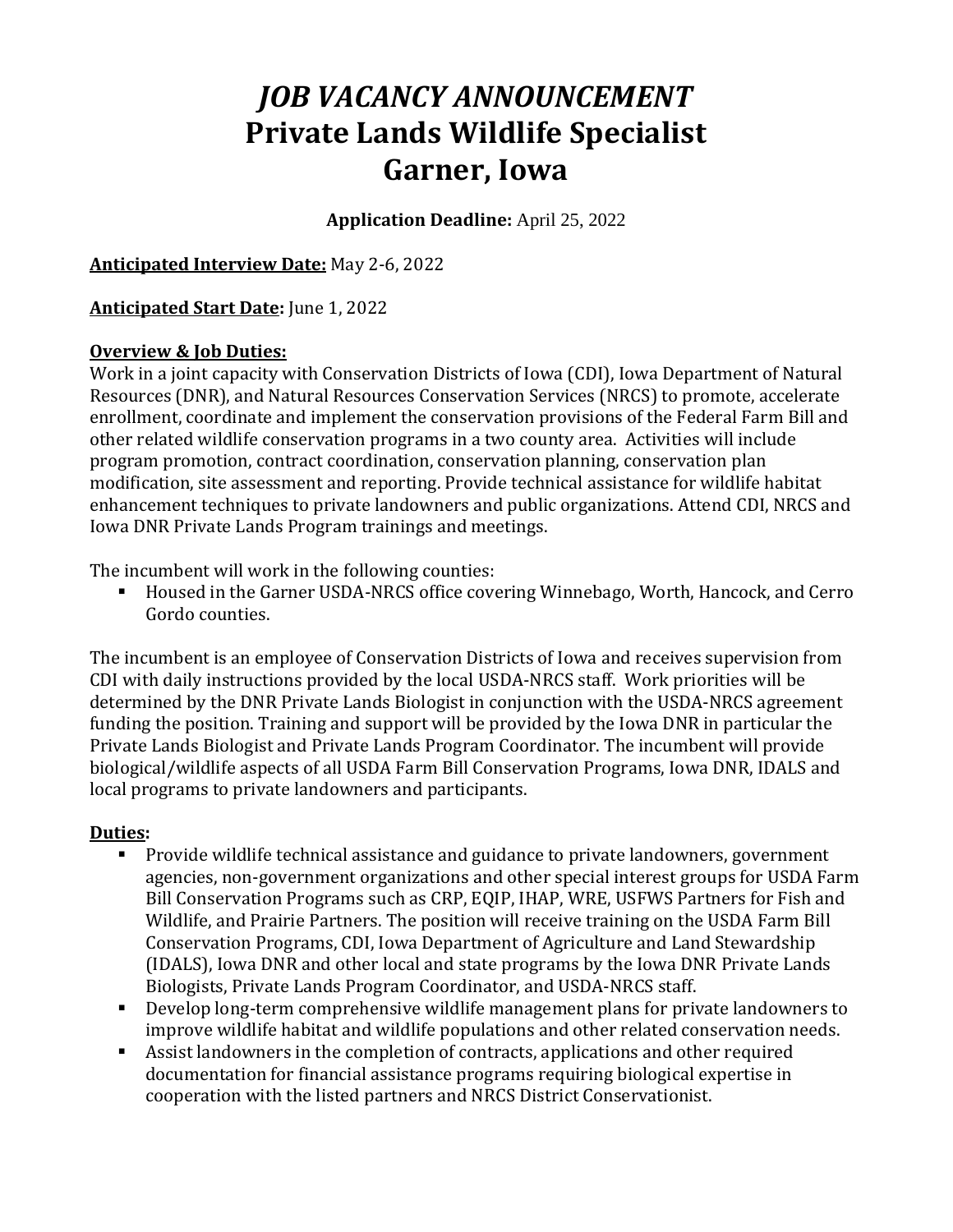# *JOB VACANCY ANNOUNCEMENT*
# Private Lands Wildlife Specialist
# Garner, Iowa

**Application Deadline:** April 25, 2022

**Anticipated Interview Date:** May 2-6, 2022

**Anticipated Start Date:** June 1, 2022

**Overview & Job Duties:**

Work in a joint capacity with Conservation Districts of Iowa (CDI), Iowa Department of Natural Resources (DNR), and Natural Resources Conservation Services (NRCS) to promote, accelerate enrollment, coordinate and implement the conservation provisions of the Federal Farm Bill and other related wildlife conservation programs in a two county area. Activities will include program promotion, contract coordination, conservation planning, conservation plan modification, site assessment and reporting. Provide technical assistance for wildlife habitat enhancement techniques to private landowners and public organizations. Attend CDI, NRCS and Iowa DNR Private Lands Program trainings and meetings.

The incumbent will work in the following counties:

- Housed in the Garner USDA-NRCS office covering Winnebago, Worth, Hancock, and Cerro Gordo counties.

The incumbent is an employee of Conservation Districts of Iowa and receives supervision from CDI with daily instructions provided by the local USDA-NRCS staff. Work priorities will be determined by the DNR Private Lands Biologist in conjunction with the USDA-NRCS agreement funding the position. Training and support will be provided by the Iowa DNR in particular the Private Lands Biologist and Private Lands Program Coordinator. The incumbent will provide biological/wildlife aspects of all USDA Farm Bill Conservation Programs, Iowa DNR, IDALS and local programs to private landowners and participants.

**Duties:**

- Provide wildlife technical assistance and guidance to private landowners, government agencies, non-government organizations and other special interest groups for USDA Farm Bill Conservation Programs such as CRP, EQIP, IHAP, WRE, USFWS Partners for Fish and Wildlife, and Prairie Partners. The position will receive training on the USDA Farm Bill Conservation Programs, CDI, Iowa Department of Agriculture and Land Stewardship (IDALS), Iowa DNR and other local and state programs by the Iowa DNR Private Lands Biologists, Private Lands Program Coordinator, and USDA-NRCS staff.
- Develop long-term comprehensive wildlife management plans for private landowners to improve wildlife habitat and wildlife populations and other related conservation needs.
- Assist landowners in the completion of contracts, applications and other required documentation for financial assistance programs requiring biological expertise in cooperation with the listed partners and NRCS District Conservationist.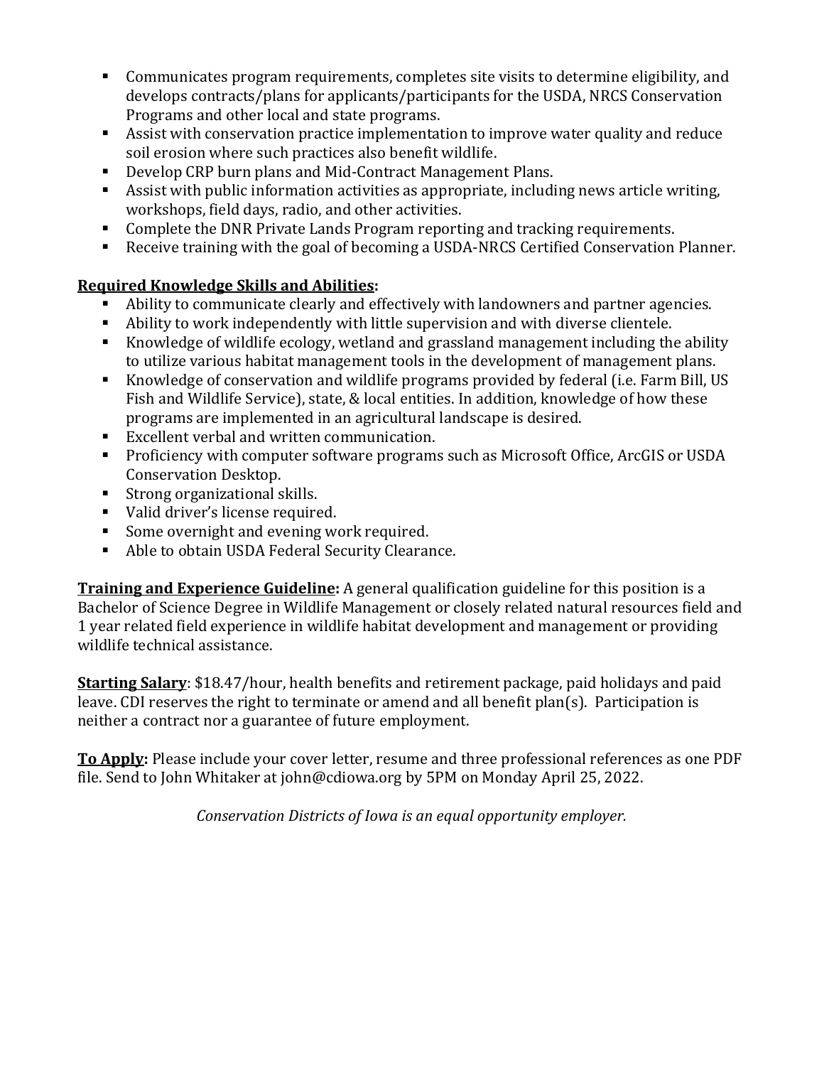- Communicates program requirements, completes site visits to determine eligibility, and develops contracts/plans for applicants/participants for the USDA, NRCS Conservation Programs and other local and state programs.
- Assist with conservation practice implementation to improve water quality and reduce soil erosion where such practices also benefit wildlife.
- Develop CRP burn plans and Mid-Contract Management Plans.
- Assist with public information activities as appropriate, including news article writing, workshops, field days, radio, and other activities.
- Complete the DNR Private Lands Program reporting and tracking requirements.
- Receive training with the goal of becoming a USDA-NRCS Certified Conservation Planner.

**Required Knowledge Skills and Abilities:**

- Ability to communicate clearly and effectively with landowners and partner agencies.
- Ability to work independently with little supervision and with diverse clientele.
- Knowledge of wildlife ecology, wetland and grassland management including the ability to utilize various habitat management tools in the development of management plans.
- Knowledge of conservation and wildlife programs provided by federal (i.e. Farm Bill, US Fish and Wildlife Service), state, & local entities. In addition, knowledge of how these programs are implemented in an agricultural landscape is desired.
- Excellent verbal and written communication.
- Proficiency with computer software programs such as Microsoft Office, ArcGIS or USDA Conservation Desktop.
- Strong organizational skills.
- Valid driver's license required.
- Some overnight and evening work required.
- Able to obtain USDA Federal Security Clearance.

**Training and Experience Guideline:** A general qualification guideline for this position is a Bachelor of Science Degree in Wildlife Management or closely related natural resources field and 1 year related field experience in wildlife habitat development and management or providing wildlife technical assistance.

**Starting Salary**: $18.47/hour, health benefits and retirement package, paid holidays and paid leave. CDI reserves the right to terminate or amend and all benefit plan(s). Participation is neither a contract nor a guarantee of future employment.

**To Apply:** Please include your cover letter, resume and three professional references as one PDF file. Send to John Whitaker at john@cdiowa.org by 5PM on Monday April 25, 2022.

*Conservation Districts of Iowa is an equal opportunity employer.*